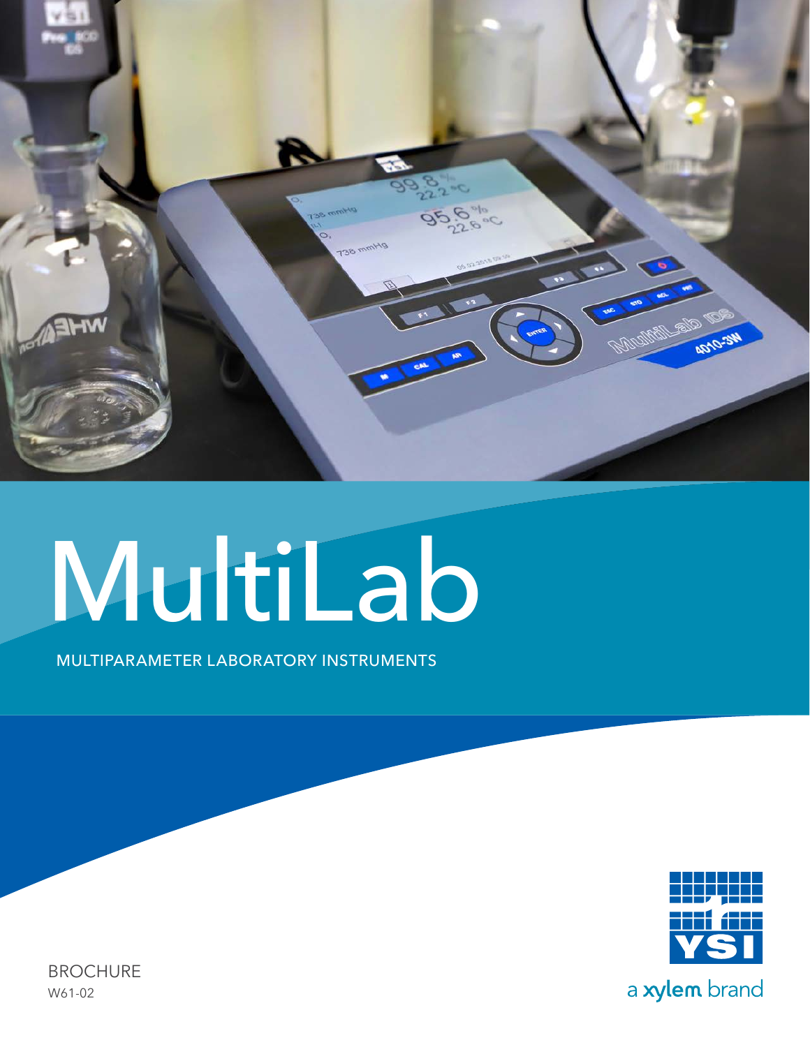# MultiLab

MULTIPARAMETER LABORATORY INSTRUMENTS

BROCHURE

W61-02

YSI

a xylem brand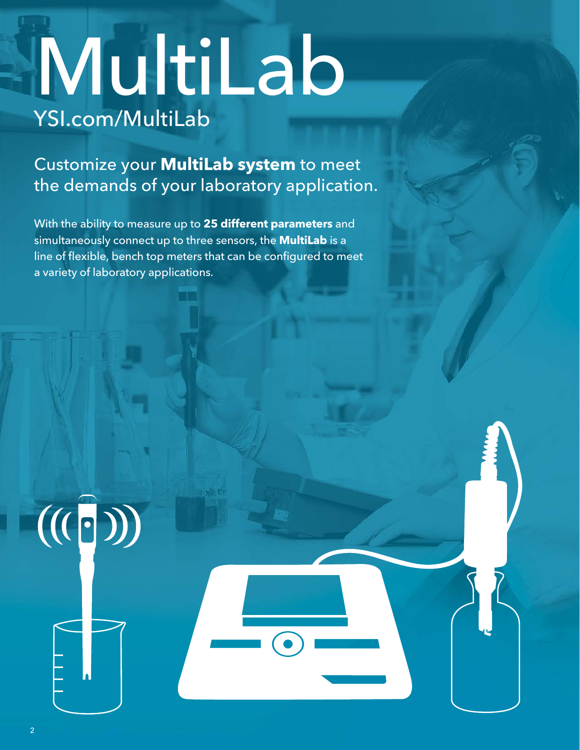# MultiLab

YSI.com/MultiLab

## Customize your **MultiLab system** to meet the demands of your laboratory application.

With the ability to measure up to **25 different parameters** and simultaneously connect up to three sensors, the **MultiLab** is a line of flexible, bench top meters that can be configured to meet a variety of laboratory applications.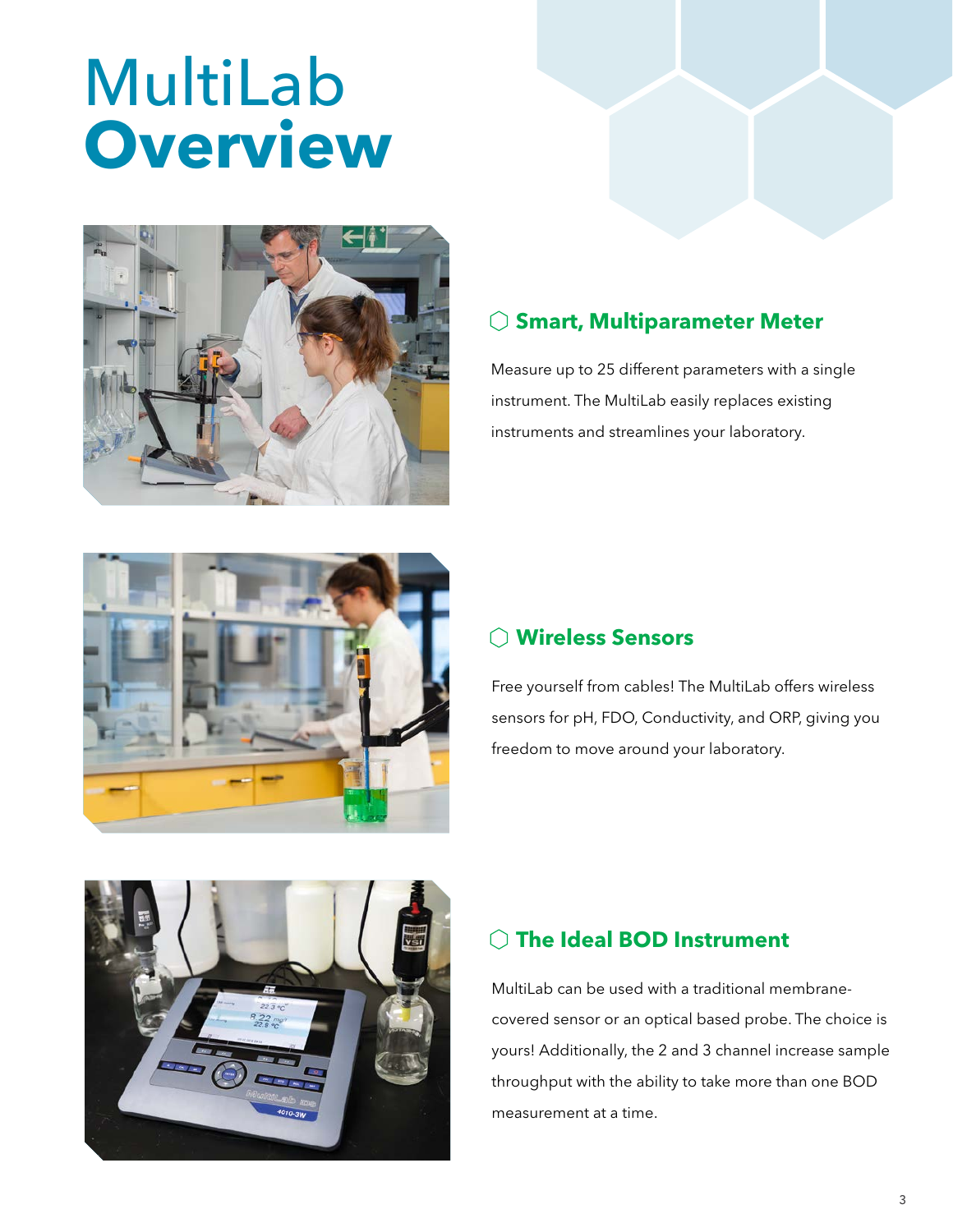# MultiLab **Overview**

## Smart, Multiparameter Meter

Measure up to 25 different parameters with a single instrument. The MultiLab easily replaces existing instruments and streamlines your laboratory.

## Wireless Sensors

Free yourself from cables! The MultiLab offers wireless sensors for pH, FDO, Conductivity, and ORP, giving you freedom to move around your laboratory.

## The Ideal BOD Instrument

MultiLab can be used with a traditional membrane-covered sensor or an optical based probe. The choice is yours! Additionally, the 2 and 3 channel increase sample throughput with the ability to take more than one BOD measurement at a time.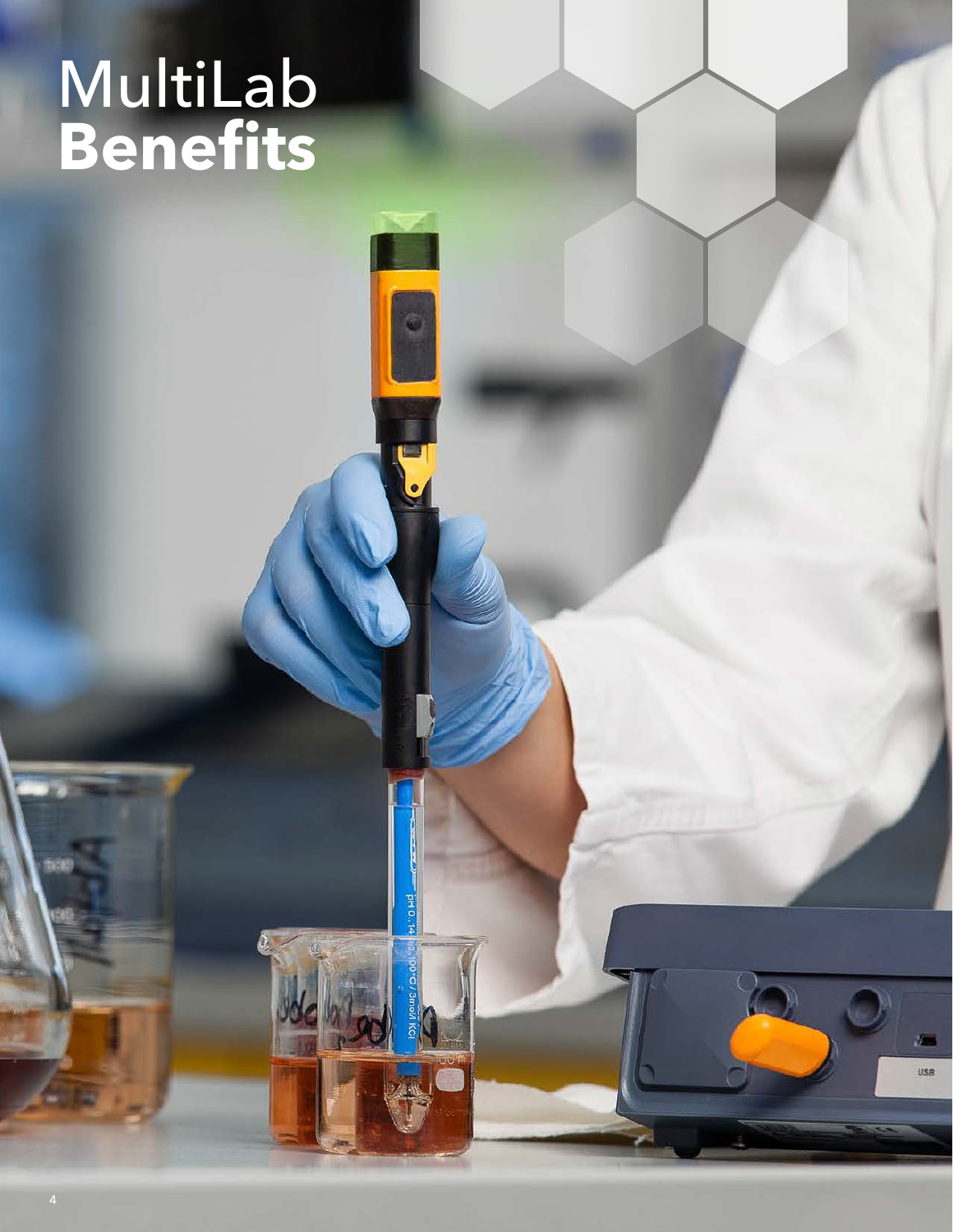# MultiLab **Benefits**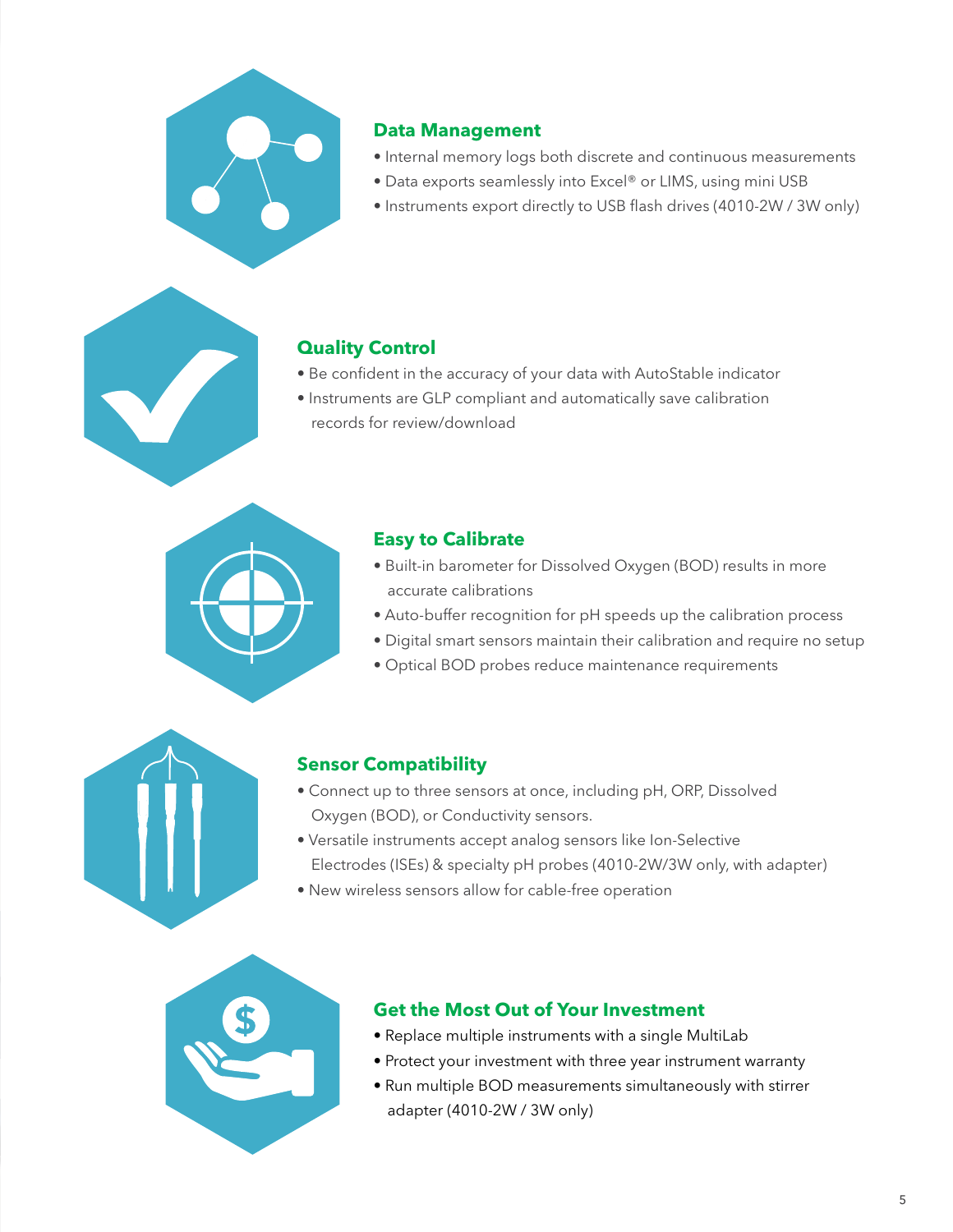## Data Management

- Internal memory logs both discrete and continuous measurements
- Data exports seamlessly into Excel® or LIMS, using mini USB
- Instruments export directly to USB flash drives (4010-2W / 3W only)

## Quality Control

- Be confident in the accuracy of your data with AutoStable indicator
- Instruments are GLP compliant and automatically save calibration records for review/download

## Easy to Calibrate

- Built-in barometer for Dissolved Oxygen (BOD) results in more accurate calibrations
- Auto-buffer recognition for pH speeds up the calibration process
- Digital smart sensors maintain their calibration and require no setup
- Optical BOD probes reduce maintenance requirements

## Sensor Compatibility

- Connect up to three sensors at once, including pH, ORP, Dissolved Oxygen (BOD), or Conductivity sensors.
- Versatile instruments accept analog sensors like Ion-Selective Electrodes (ISEs) & specialty pH probes (4010-2W/3W only, with adapter)
- New wireless sensors allow for cable-free operation

## Get the Most Out of Your Investment

- Replace multiple instruments with a single MultiLab
- Protect your investment with three year instrument warranty
- Run multiple BOD measurements simultaneously with stirrer adapter (4010-2W / 3W only)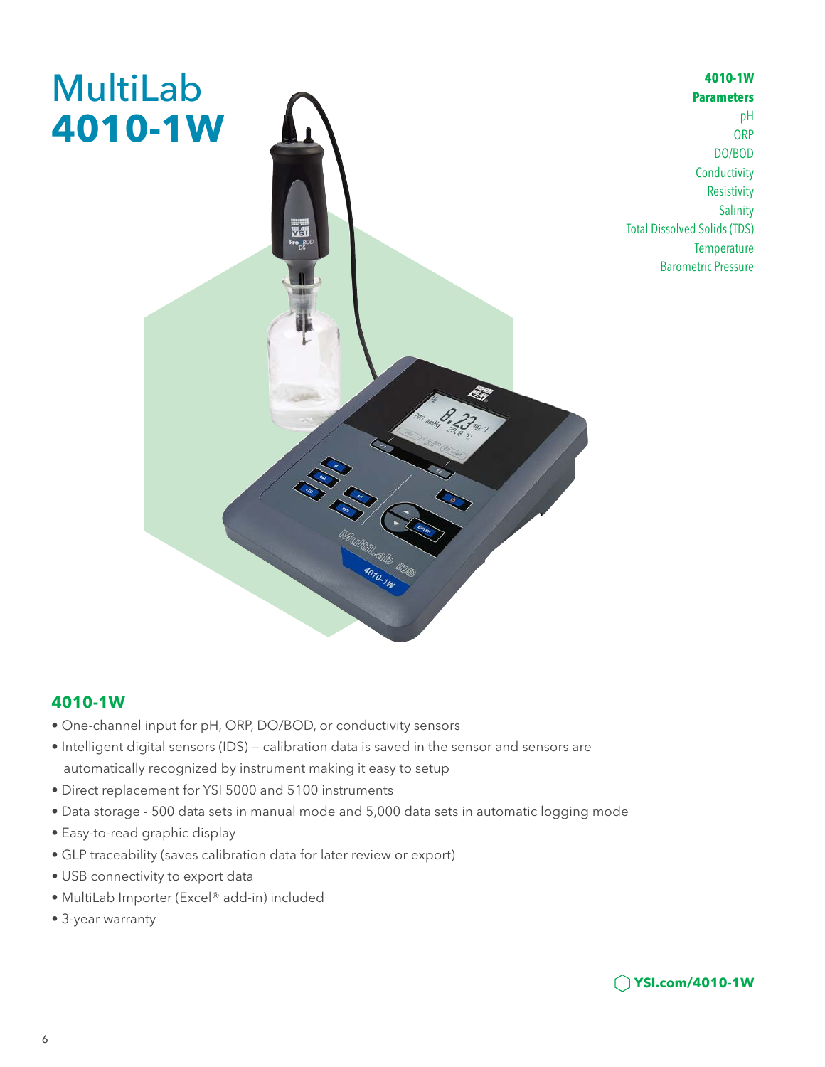# MultiLab **4010-1W**

**4010-1W Parameters**

pH
ORP
DO/BOD
Conductivity
Resistivity
Salinity
Total Dissolved Solids (TDS)
Temperature
Barometric Pressure

## 4010-1W

- One-channel input for pH, ORP, DO/BOD, or conductivity sensors
- Intelligent digital sensors (IDS) — calibration data is saved in the sensor and sensors are automatically recognized by instrument making it easy to setup
- Direct replacement for YSI 5000 and 5100 instruments
- Data storage - 500 data sets in manual mode and 5,000 data sets in automatic logging mode
- Easy-to-read graphic display
- GLP traceability (saves calibration data for later review or export)
- USB connectivity to export data
- MultiLab Importer (Excel® add-in) included
- 3-year warranty

**YSI.com/4010-1W**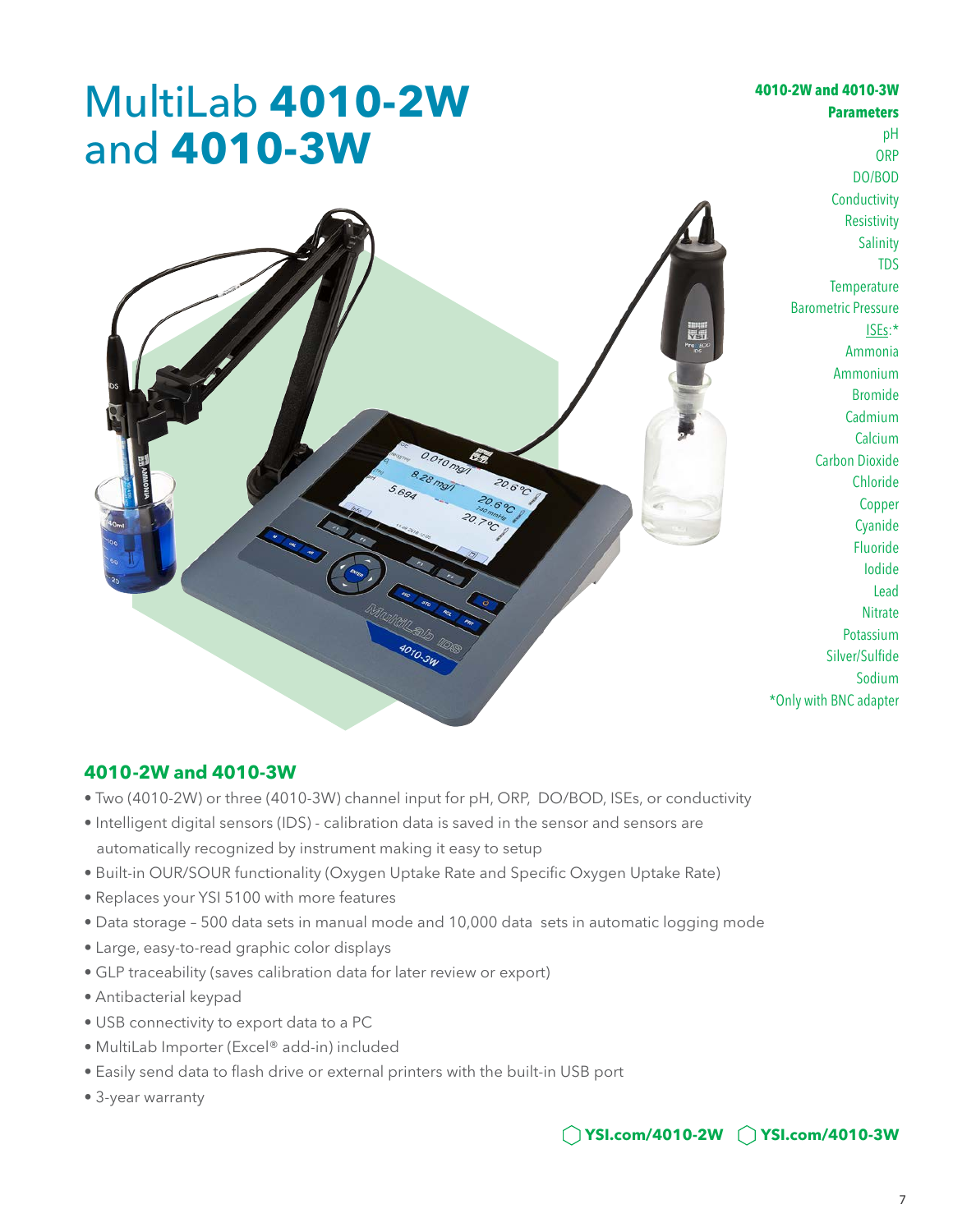# MultiLab **4010-2W** and **4010-3W**

**4010-2W and 4010-3W**

**Parameters**

pH
ORP
DO/BOD
Conductivity
Resistivity
Salinity
TDS
Temperature
Barometric Pressure
ISEs:*
Ammonia
Ammonium
Bromide
Cadmium
Calcium
Carbon Dioxide
Chloride
Copper
Cyanide
Fluoride
Iodide
Lead
Nitrate
Potassium
Silver/Sulfide
Sodium
*Only with BNC adapter

## 4010-2W and 4010-3W

- Two (4010-2W) or three (4010-3W) channel input for pH, ORP, DO/BOD, ISEs, or conductivity
- Intelligent digital sensors (IDS) - calibration data is saved in the sensor and sensors are automatically recognized by instrument making it easy to setup
- Built-in OUR/SOUR functionality (Oxygen Uptake Rate and Specific Oxygen Uptake Rate)
- Replaces your YSI 5100 with more features
- Data storage – 500 data sets in manual mode and 10,000 data sets in automatic logging mode
- Large, easy-to-read graphic color displays
- GLP traceability (saves calibration data for later review or export)
- Antibacterial keypad
- USB connectivity to export data to a PC
- MultiLab Importer (Excel® add-in) included
- Easily send data to flash drive or external printers with the built-in USB port
- 3-year warranty

**YSI.com/4010-2W** **YSI.com/4010-3W**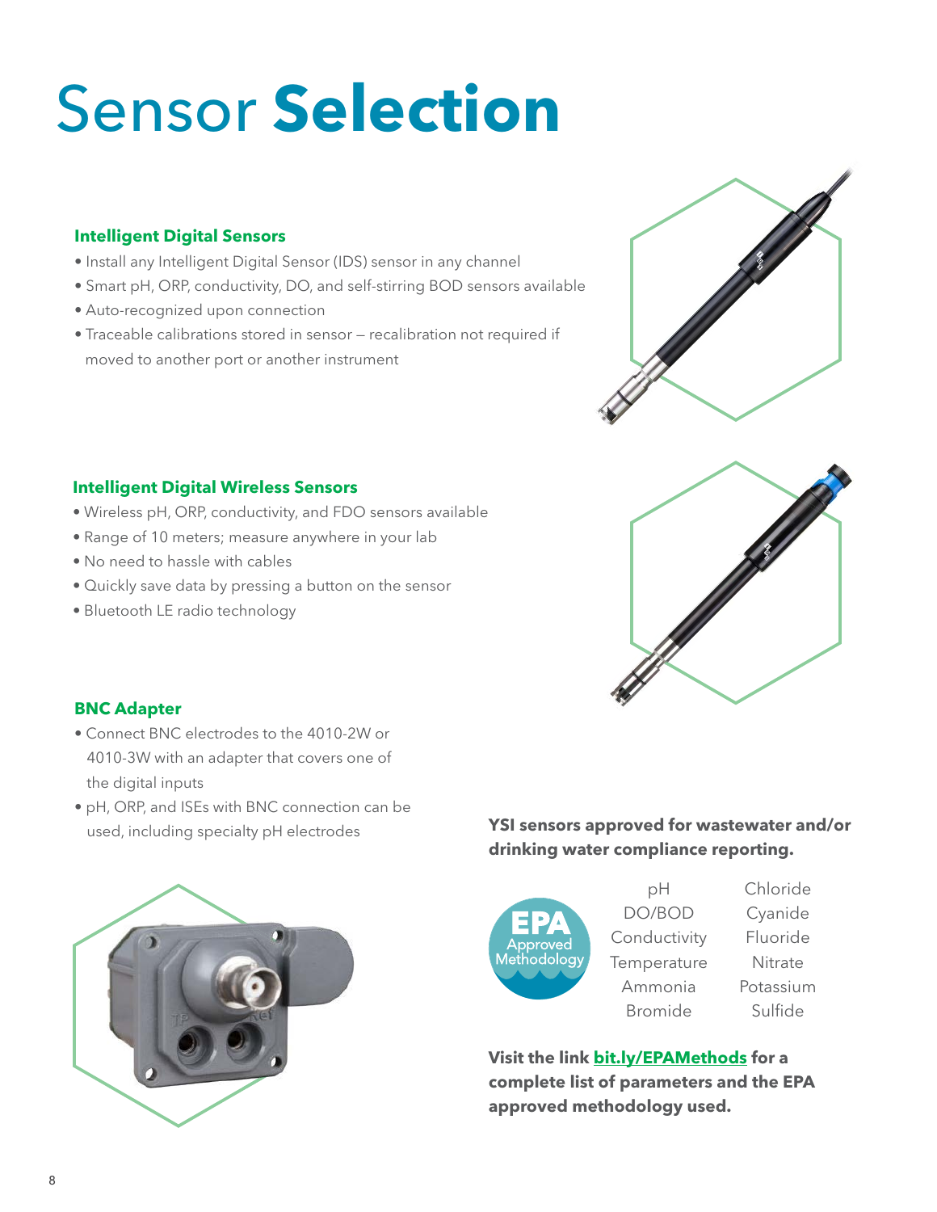# Sensor **Selection**

### Intelligent Digital Sensors

- Install any Intelligent Digital Sensor (IDS) sensor in any channel
- Smart pH, ORP, conductivity, DO, and self-stirring BOD sensors available
- Auto-recognized upon connection
- Traceable calibrations stored in sensor – recalibration not required if moved to another port or another instrument

### Intelligent Digital Wireless Sensors

- Wireless pH, ORP, conductivity, and FDO sensors available
- Range of 10 meters; measure anywhere in your lab
- No need to hassle with cables
- Quickly save data by pressing a button on the sensor
- Bluetooth LE radio technology

### BNC Adapter

- Connect BNC electrodes to the 4010-2W or 4010-3W with an adapter that covers one of the digital inputs
- pH, ORP, and ISEs with BNC connection can be used, including specialty pH electrodes

**YSI sensors approved for wastewater and/or drinking water compliance reporting.**

EPA Approved Methodology

| | |
|---|---|
| pH | Chloride |
| DO/BOD | Cyanide |
| Conductivity | Fluoride |
| Temperature | Nitrate |
| Ammonia | Potassium |
| Bromide | Sulfide |

**Visit the link [bit.ly/EPAMethods](bit.ly/EPAMethods) for a complete list of parameters and the EPA approved methodology used.**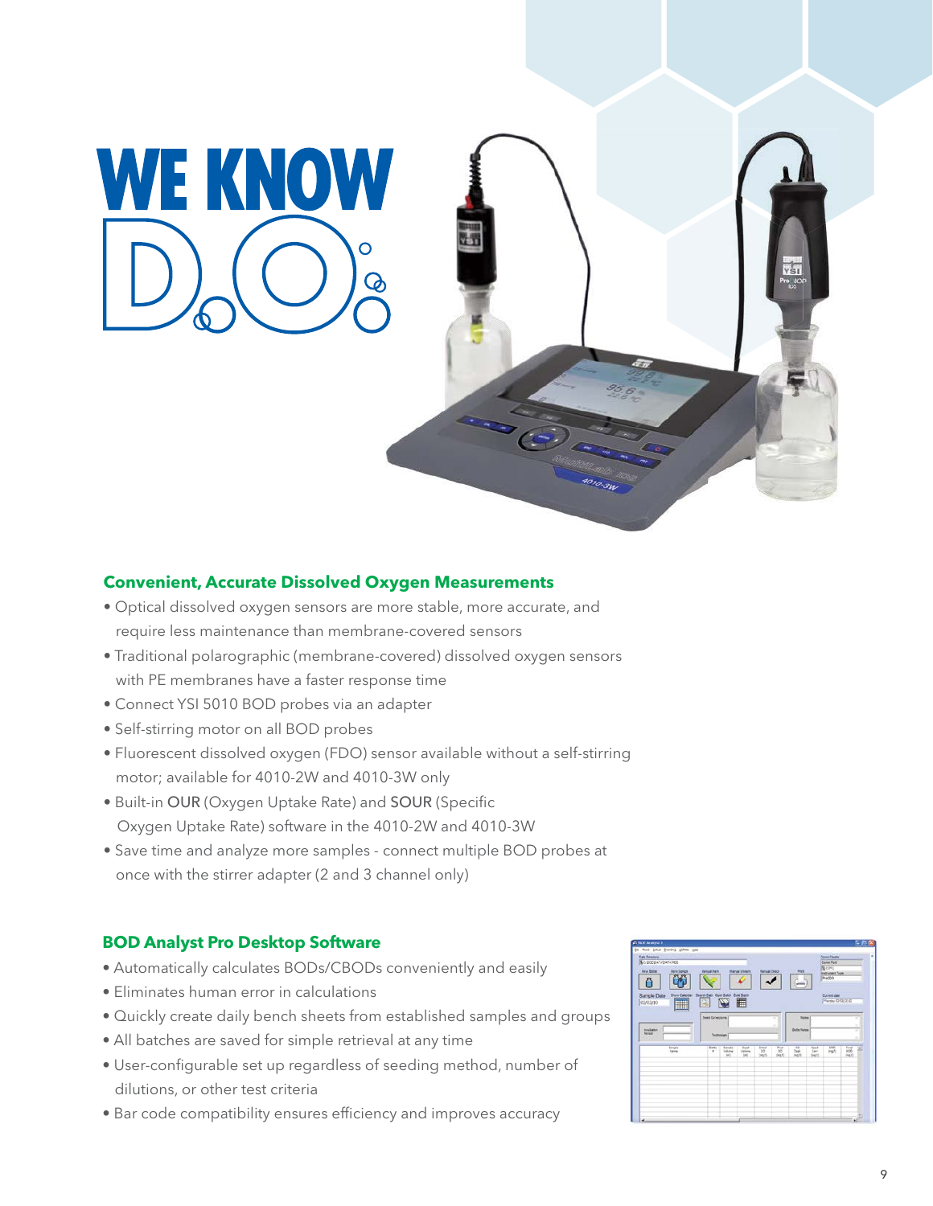# WE KNOW D.O.

## Convenient, Accurate Dissolved Oxygen Measurements

- Optical dissolved oxygen sensors are more stable, more accurate, and require less maintenance than membrane-covered sensors
- Traditional polarographic (membrane-covered) dissolved oxygen sensors with PE membranes have a faster response time
- Connect YSI 5010 BOD probes via an adapter
- Self-stirring motor on all BOD probes
- Fluorescent dissolved oxygen (FDO) sensor available without a self-stirring motor; available for 4010-2W and 4010-3W only
- Built-in OUR (Oxygen Uptake Rate) and SOUR (Specific Oxygen Uptake Rate) software in the 4010-2W and 4010-3W
- Save time and analyze more samples - connect multiple BOD probes at once with the stirrer adapter (2 and 3 channel only)

## BOD Analyst Pro Desktop Software

- Automatically calculates BODs/CBODs conveniently and easily
- Eliminates human error in calculations
- Quickly create daily bench sheets from established samples and groups
- All batches are saved for simple retrieval at any time
- User-configurable set up regardless of seeding method, number of dilutions, or other test criteria
- Bar code compatibility ensures efficiency and improves accuracy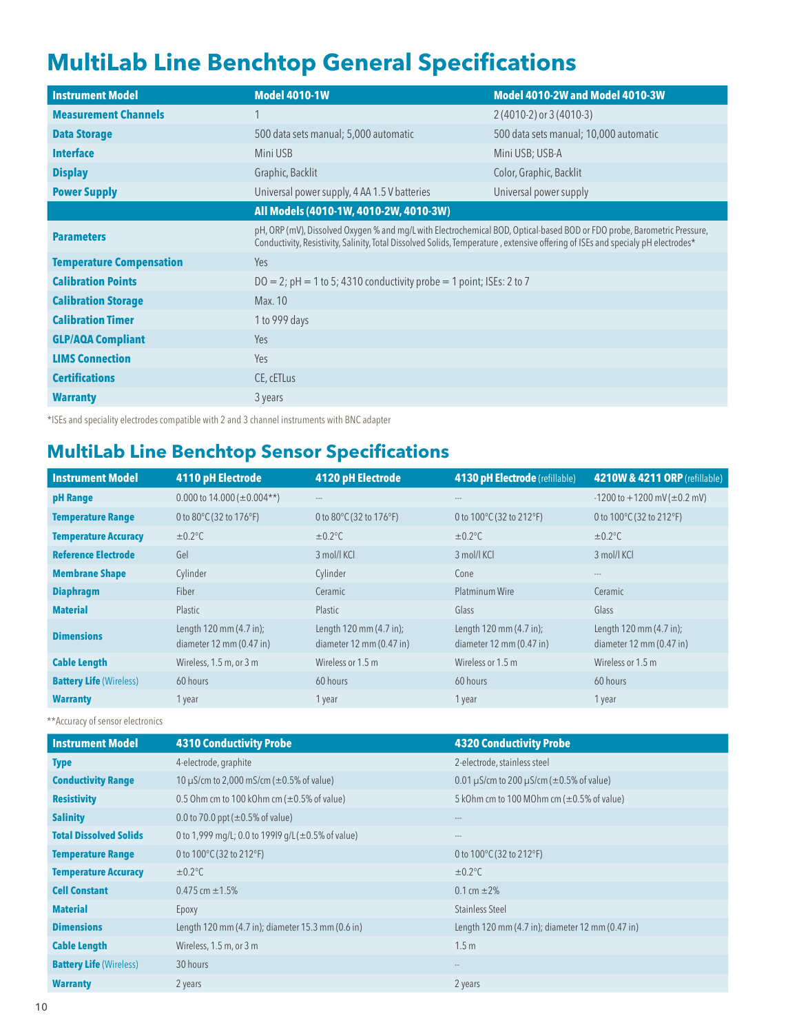# MultiLab Line Benchtop General Specifications

| Instrument Model | Model 4010-1W | Model 4010-2W and Model 4010-3W |
|---|---|---|
| **Measurement Channels** | 1 | 2 (4010-2) or 3 (4010-3) |
| **Data Storage** | 500 data sets manual; 5,000 automatic | 500 data sets manual; 10,000 automatic |
| **Interface** | Mini USB | Mini USB; USB-A |
| **Display** | Graphic, Backlit | Color, Graphic, Backlit |
| **Power Supply** | Universal power supply, 4 AA 1.5 V batteries | Universal power supply |
| | **All Models (4010-1W, 4010-2W, 4010-3W)** | |
| **Parameters** | pH, ORP (mV), Dissolved Oxygen % and mg/L with Electrochemical BOD, Optical-based BOD or FDO probe, Barometric Pressure, Conductivity, Resistivity, Salinity, Total Dissolved Solids, Temperature , extensive offering of ISEs and specialy pH electrodes* | |
| **Temperature Compensation** | Yes | |
| **Calibration Points** | DO = 2; pH = 1 to 5; 4310 conductivity probe = 1 point; ISEs: 2 to 7 | |
| **Calibration Storage** | Max. 10 | |
| **Calibration Timer** | 1 to 999 days | |
| **GLP/AQA Compliant** | Yes | |
| **LIMS Connection** | Yes | |
| **Certifications** | CE, cETLus | |
| **Warranty** | 3 years | |

*ISEs and speciality electrodes compatible with 2 and 3 channel instruments with BNC adapter

## MultiLab Line Benchtop Sensor Specifications

| Instrument Model | 4110 pH Electrode | 4120 pH Electrode | 4130 pH Electrode (refillable) | 4210W & 4211 ORP (refillable) |
|---|---|---|---|---|
| **pH Range** | 0.000 to 14.000 (±0.004**) | --- | --- | -1200 to +1200 mV (±0.2 mV) |
| **Temperature Range** | 0 to 80°C (32 to 176°F) | 0 to 80°C (32 to 176°F) | 0 to 100°C (32 to 212°F) | 0 to 100°C (32 to 212°F) |
| **Temperature Accuracy** | ±0.2°C | ±0.2°C | ±0.2°C | ±0.2°C |
| **Reference Electrode** | Gel | 3 mol/l KCl | 3 mol/l KCl | 3 mol/l KCl |
| **Membrane Shape** | Cylinder | Cylinder | Cone | --- |
| **Diaphragm** | Fiber | Ceramic | Platminum Wire | Ceramic |
| **Material** | Plastic | Plastic | Glass | Glass |
| **Dimensions** | Length 120 mm (4.7 in); diameter 12 mm (0.47 in) | Length 120 mm (4.7 in); diameter 12 mm (0.47 in) | Length 120 mm (4.7 in); diameter 12 mm (0.47 in) | Length 120 mm (4.7 in); diameter 12 mm (0.47 in) |
| **Cable Length** | Wireless, 1.5 m, or 3 m | Wireless or 1.5 m | Wireless or 1.5 m | Wireless or 1.5 m |
| **Battery Life** (Wireless) | 60 hours | 60 hours | 60 hours | 60 hours |
| **Warranty** | 1 year | 1 year | 1 year | 1 year |

**Accuracy of sensor electronics

| Instrument Model | 4310 Conductivity Probe | 4320 Conductivity Probe |
|---|---|---|
| **Type** | 4-electrode, graphite | 2-electrode, stainless steel |
| **Conductivity Range** | 10 µS/cm to 2,000 mS/cm (±0.5% of value) | 0.01 µS/cm to 200 µS/cm (±0.5% of value) |
| **Resistivity** | 0.5 Ohm cm to 100 kOhm cm (±0.5% of value) | 5 kOhm cm to 100 MOhm cm (±0.5% of value) |
| **Salinity** | 0.0 to 70.0 ppt (±0.5% of value) | --- |
| **Total Dissolved Solids** | 0 to 1,999 mg/L; 0.0 to 199l9 g/L (±0.5% of value) | --- |
| **Temperature Range** | 0 to 100°C (32 to 212°F) | 0 to 100°C (32 to 212°F) |
| **Temperature Accuracy** | ±0.2°C | ±0.2°C |
| **Cell Constant** | 0.475 cm ±1.5% | 0.1 cm ±2% |
| **Material** | Epoxy | Stainless Steel |
| **Dimensions** | Length 120 mm (4.7 in); diameter 15.3 mm (0.6 in) | Length 120 mm (4.7 in); diameter 12 mm (0.47 in) |
| **Cable Length** | Wireless, 1.5 m, or 3 m | 1.5 m |
| **Battery Life** (Wireless) | 30 hours | -- |
| **Warranty** | 2 years | 2 years |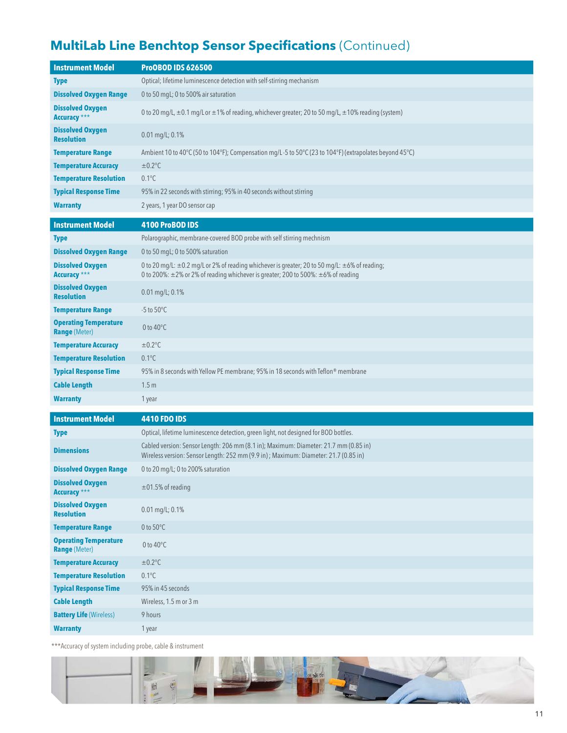## MultiLab Line Benchtop Sensor Specifications (Continued)

| Instrument Model | ProOBOD IDS 626500 |
|---|---|
| Type | Optical; lifetime luminescence detection with self-stirring mechanism |
| Dissolved Oxygen Range | 0 to 50 mgL; 0 to 500% air saturation |
| Dissolved Oxygen Accuracy *** | 0 to 20 mg/L, ±0.1 mg/L or ±1% of reading, whichever greater; 20 to 50 mg/L, ±10% reading (system) |
| Dissolved Oxygen Resolution | 0.01 mg/L; 0.1% |
| Temperature Range | Ambient 10 to 40°C (50 to 104°F); Compensation mg/L -5 to 50°C (23 to 104°F) (extrapolates beyond 45°C) |
| Temperature Accuracy | ±0.2°C |
| Temperature Resolution | 0.1°C |
| Typical Response Time | 95% in 22 seconds with stirring; 95% in 40 seconds without stirring |
| Warranty | 2 years, 1 year DO sensor cap |

| Instrument Model | 4100 ProBOD IDS |
|---|---|
| Type | Polarographic, membrane-covered BOD probe with self stirring mechnism |
| Dissolved Oxygen Range | 0 to 50 mgL; 0 to 500% saturation |
| Dissolved Oxygen Accuracy *** | 0 to 20 mg/L: ±0.2 mg/L or 2% of reading whichever is greater; 20 to 50 mg/L: ±6% of reading; 0 to 200%: ±2% or 2% of reading whichever is greater; 200 to 500%: ±6% of reading |
| Dissolved Oxygen Resolution | 0.01 mg/L; 0.1% |
| Temperature Range | -5 to 50°C |
| Operating Temperature Range (Meter) | 0 to 40°C |
| Temperature Accuracy | ±0.2°C |
| Temperature Resolution | 0.1°C |
| Typical Response Time | 95% in 8 seconds with Yellow PE membrane; 95% in 18 seconds with Teflon® membrane |
| Cable Length | 1.5 m |
| Warranty | 1 year |

| Instrument Model | 4410 FDO IDS |
|---|---|
| Type | Optical, lifetime luminescence detection, green light, not designed for BOD bottles. |
| Dimensions | Cabled version: Sensor Length: 206 mm (8.1 in); Maximum: Diameter: 21.7 mm (0.85 in) Wireless version: Sensor Length: 252 mm (9.9 in) ; Maximum: Diameter: 21.7 (0.85 in) |
| Dissolved Oxygen Range | 0 to 20 mg/L; 0 to 200% saturation |
| Dissolved Oxygen Accuracy *** | ±01.5% of reading |
| Dissolved Oxygen Resolution | 0.01 mg/L; 0.1% |
| Temperature Range | 0 to 50°C |
| Operating Temperature Range (Meter) | 0 to 40°C |
| Temperature Accuracy | ±0.2°C |
| Temperature Resolution | 0.1°C |
| Typical Response Time | 95% in 45 seconds |
| Cable Length | Wireless, 1.5 m or 3 m |
| Battery Life (Wireless) | 9 hours |
| Warranty | 1 year |

***Accuracy of system including probe, cable & instrument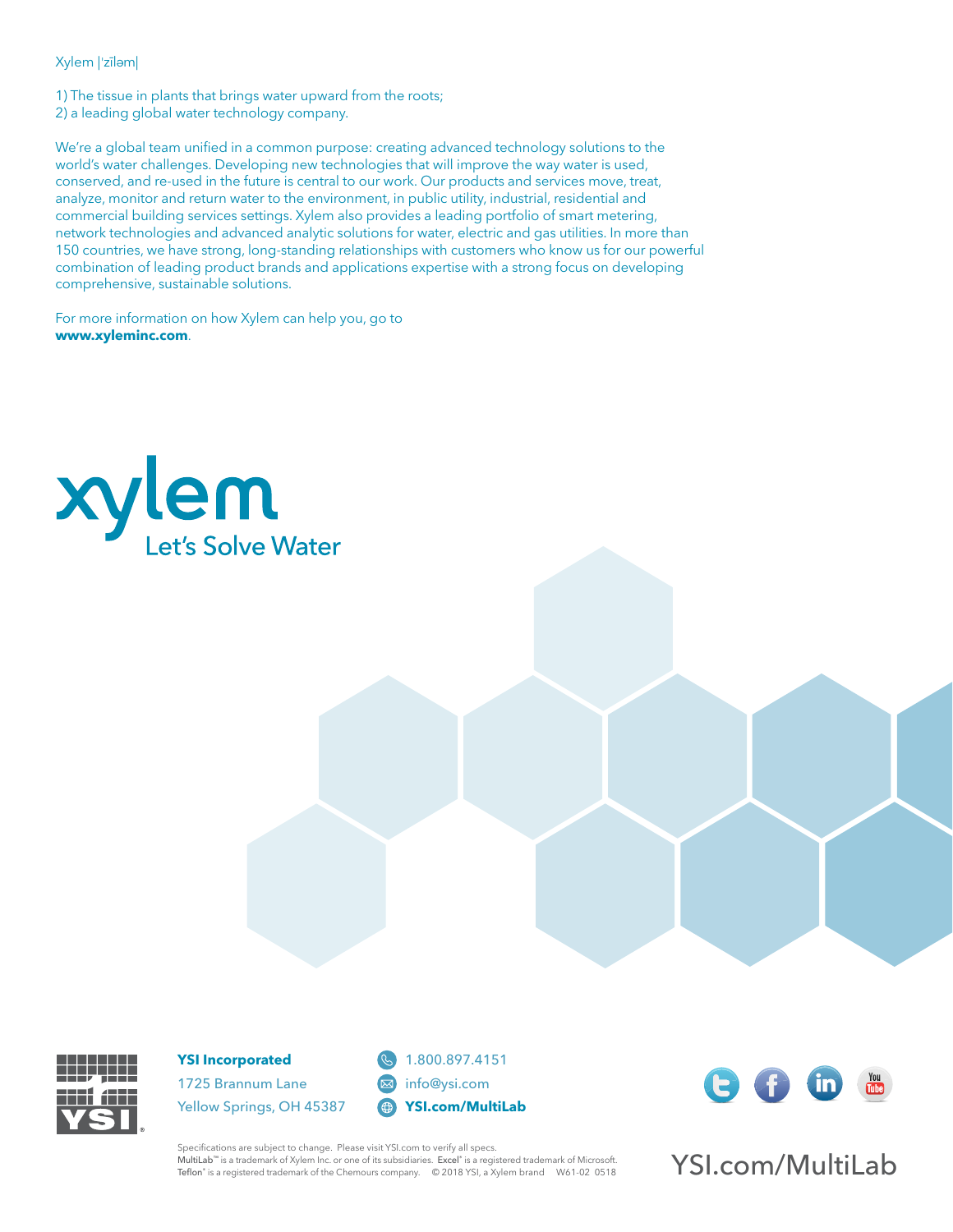Xylem |ˈzīləm|

1) The tissue in plants that brings water upward from the roots;
2) a leading global water technology company.

We're a global team unified in a common purpose: creating advanced technology solutions to the world's water challenges. Developing new technologies that will improve the way water is used, conserved, and re-used in the future is central to our work. Our products and services move, treat, analyze, monitor and return water to the environment, in public utility, industrial, residential and commercial building services settings. Xylem also provides a leading portfolio of smart metering, network technologies and advanced analytic solutions for water, electric and gas utilities. In more than 150 countries, we have strong, long-standing relationships with customers who know us for our powerful combination of leading product brands and applications expertise with a strong focus on developing comprehensive, sustainable solutions.

For more information on how Xylem can help you, go to **www.xyleminc.com**.

xylem
Let's Solve Water

**YSI Incorporated**
1725 Brannum Lane
Yellow Springs, OH 45387

1.800.897.4151
info@ysi.com
**YSI.com/MultiLab**

Specifications are subject to change. Please visit YSI.com to verify all specs.
MultiLab™ is a trademark of Xylem Inc. or one of its subsidiaries. Excel® is a registered trademark of Microsoft.
Teflon® is a registered trademark of the Chemours company. © 2018 YSI, a Xylem brand W61-02 0518

YSI.com/MultiLab